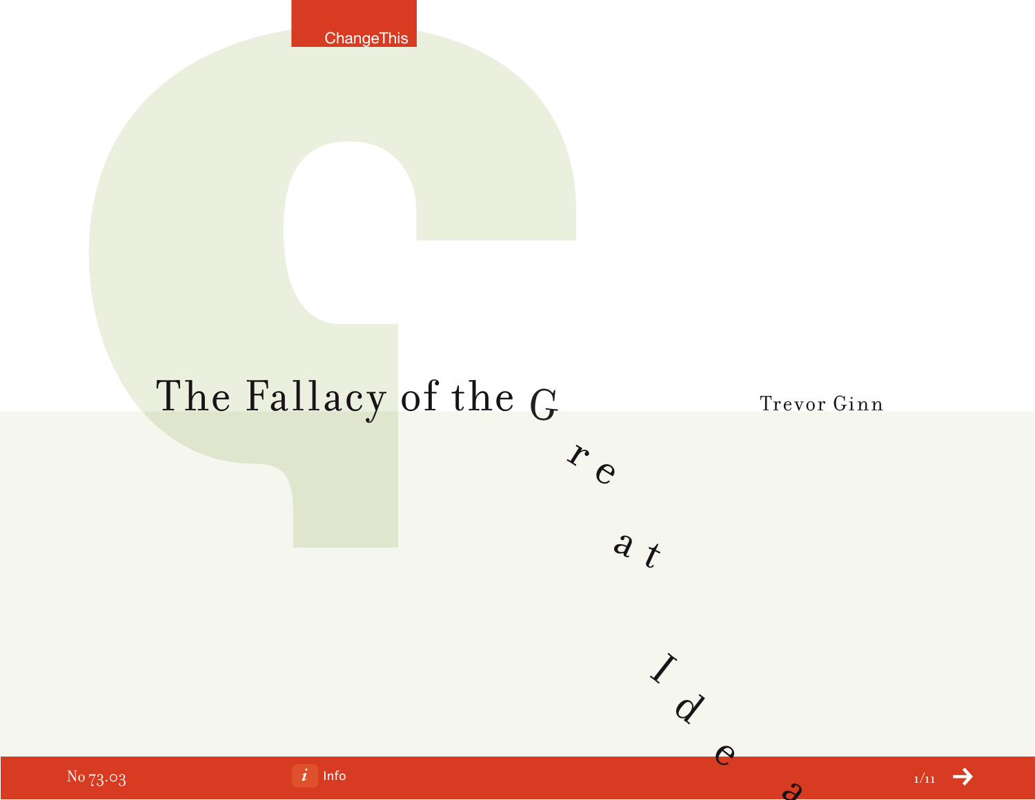# The Fallacy of the Great Idea

Trevor Ginn

No 73.03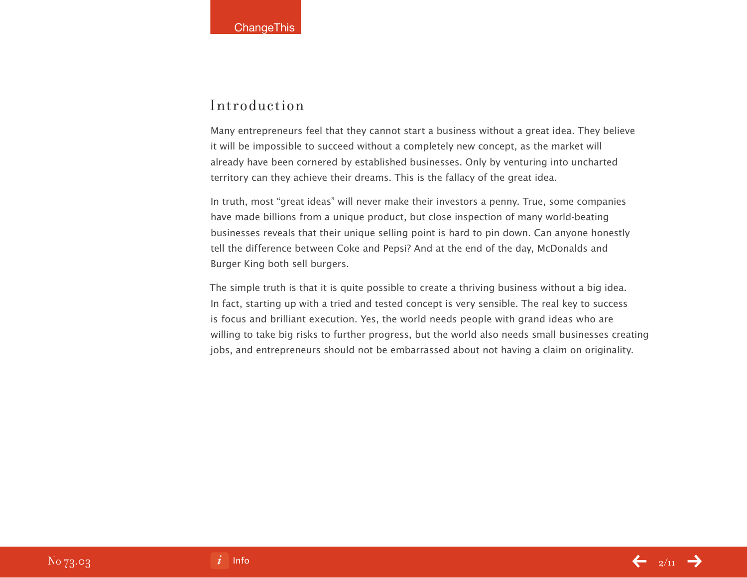## Introduction

Many entrepreneurs feel that they cannot start a business without a great idea. They believe it will be impossible to succeed without a completely new concept, as the market will already have been cornered by established businesses. Only by venturing into uncharted territory can they achieve their dreams. This is the fallacy of the great idea.

In truth, most "great ideas" will never make their investors a penny. True, some companies have made billions from a unique product, but close inspection of many world-beating businesses reveals that their unique selling point is hard to pin down. Can anyone honestly tell the difference between Coke and Pepsi? And at the end of the day, McDonalds and Burger King both sell burgers.

The simple truth is that it is quite possible to create a thriving business without a big idea. In fact, starting up with a tried and tested concept is very sensible. The real key to success is focus and brilliant execution. Yes, the world needs people with grand ideas who are willing to take big risks to further progress, but the world also needs small businesses creating jobs, and entrepreneurs should not be embarrassed about not having a claim on originality.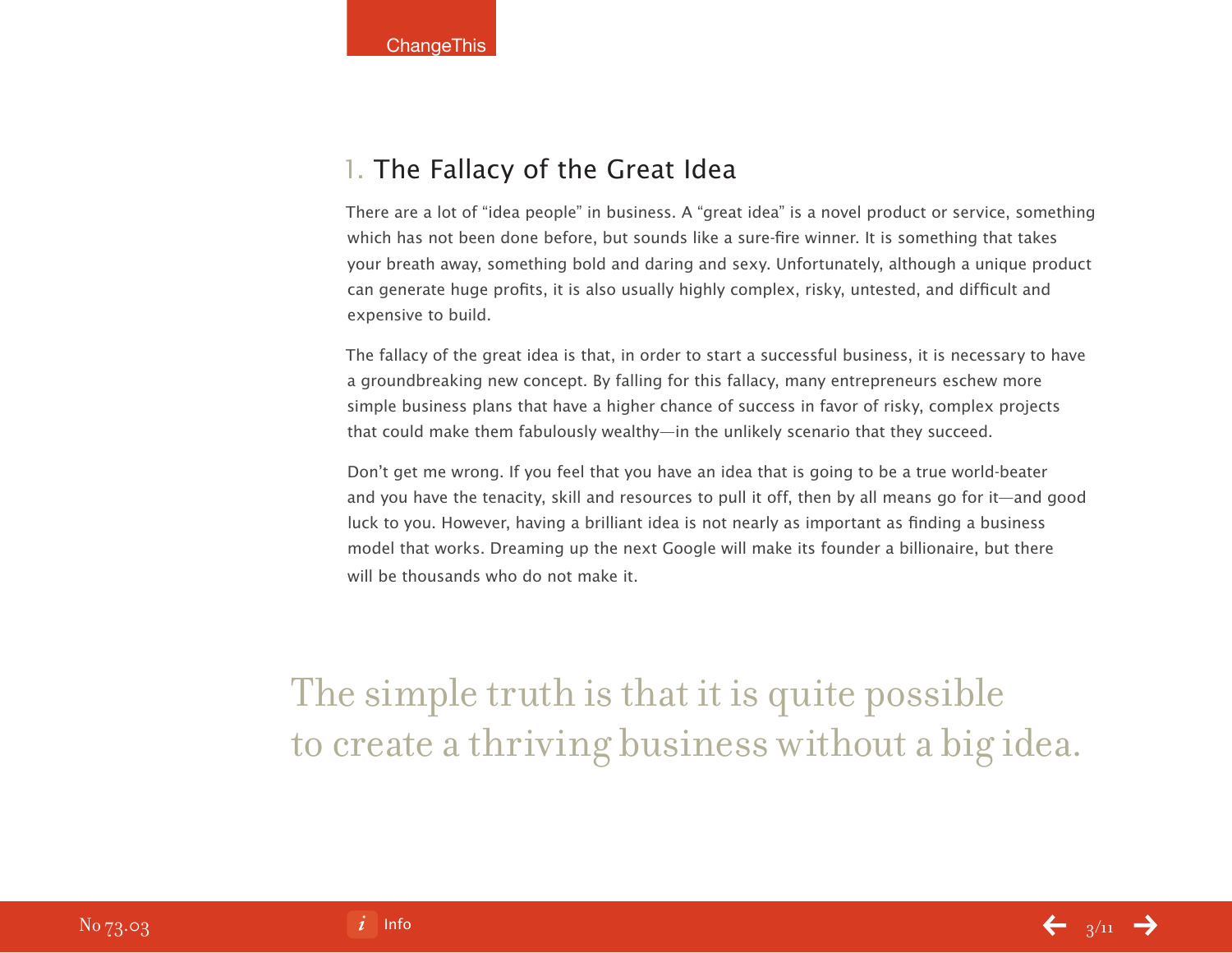## 1. The Fallacy of the Great Idea

There are a lot of "idea people" in business. A "great idea" is a novel product or service, something which has not been done before, but sounds like a sure-fire winner. It is something that takes your breath away, something bold and daring and sexy. Unfortunately, although a unique product can generate huge profits, it is also usually highly complex, risky, untested, and difficult and expensive to build.

The fallacy of the great idea is that, in order to start a successful business, it is necessary to have a groundbreaking new concept. By falling for this fallacy, many entrepreneurs eschew more simple business plans that have a higher chance of success in favor of risky, complex projects that could make them fabulously wealthy—in the unlikely scenario that they succeed.

Don't get me wrong. If you feel that you have an idea that is going to be a true world-beater and you have the tenacity, skill and resources to pull it off, then by all means go for it—and good luck to you. However, having a brilliant idea is not nearly as important as finding a business model that works. Dreaming up the next Google will make its founder a billionaire, but there will be thousands who do not make it.

> The simple truth is that it is quite possible to create a thriving business without a big idea.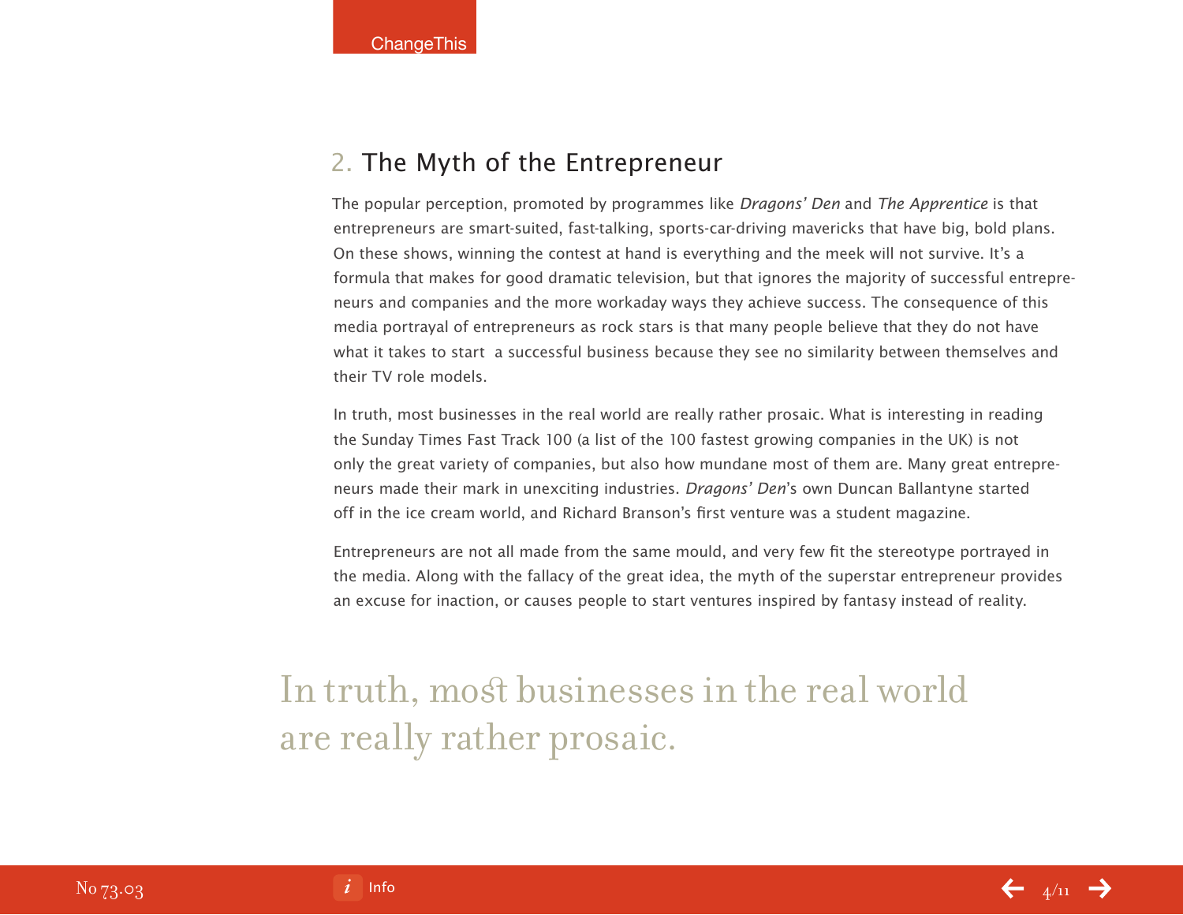## 2. The Myth of the Entrepreneur

The popular perception, promoted by programmes like *Dragons' Den* and *The Apprentice* is that entrepreneurs are smart-suited, fast-talking, sports-car-driving mavericks that have big, bold plans. On these shows, winning the contest at hand is everything and the meek will not survive. It's a formula that makes for good dramatic television, but that ignores the majority of successful entrepreneurs and companies and the more workaday ways they achieve success. The consequence of this media portrayal of entrepreneurs as rock stars is that many people believe that they do not have what it takes to start a successful business because they see no similarity between themselves and their TV role models.

In truth, most businesses in the real world are really rather prosaic. What is interesting in reading the Sunday Times Fast Track 100 (a list of the 100 fastest growing companies in the UK) is not only the great variety of companies, but also how mundane most of them are. Many great entrepreneurs made their mark in unexciting industries. *Dragons' Den*'s own Duncan Ballantyne started off in the ice cream world, and Richard Branson's first venture was a student magazine.

Entrepreneurs are not all made from the same mould, and very few fit the stereotype portrayed in the media. Along with the fallacy of the great idea, the myth of the superstar entrepreneur provides an excuse for inaction, or causes people to start ventures inspired by fantasy instead of reality.

> In truth, most businesses in the real world are really rather prosaic.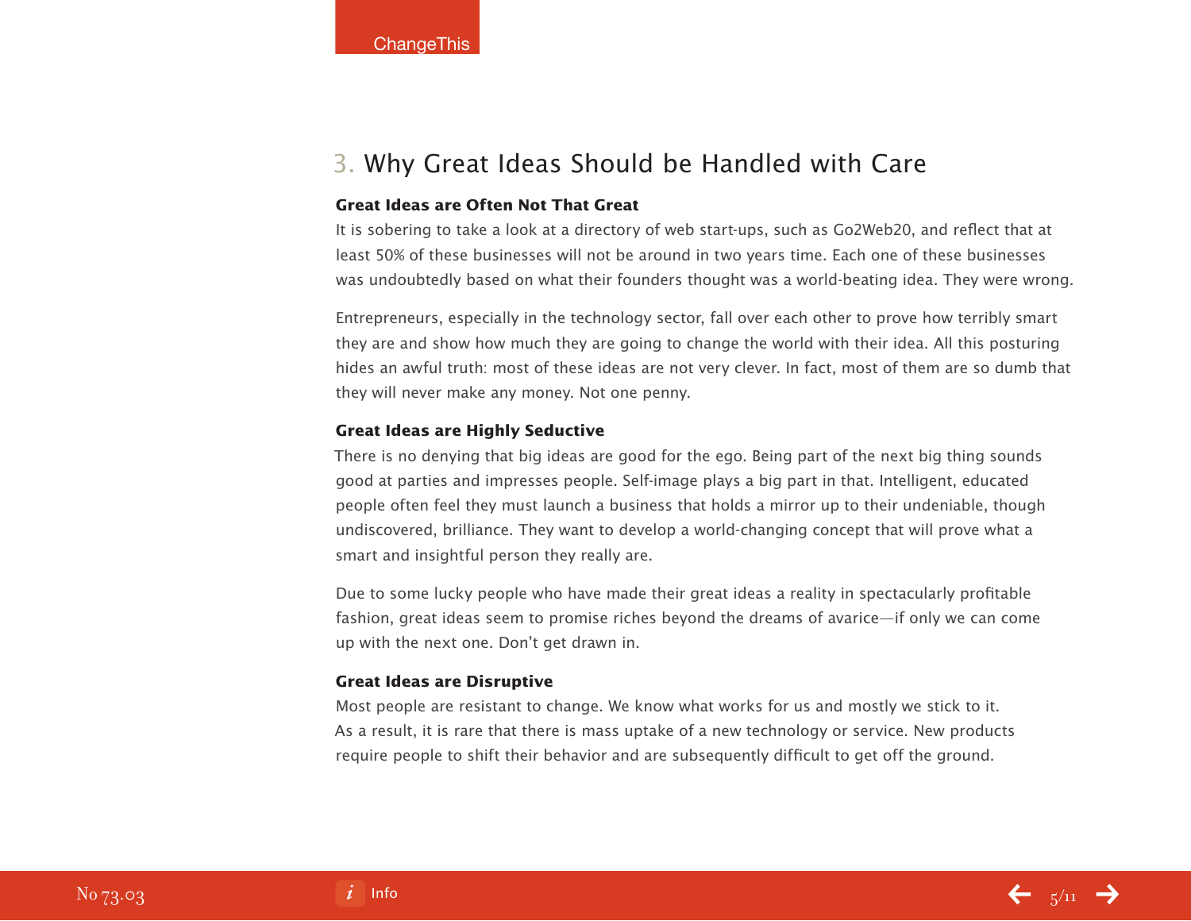## 3. Why Great Ideas Should be Handled with Care

**Great Ideas are Often Not That Great**

It is sobering to take a look at a directory of web start-ups, such as Go2Web20, and reflect that at least 50% of these businesses will not be around in two years time. Each one of these businesses was undoubtedly based on what their founders thought was a world-beating idea. They were wrong.

Entrepreneurs, especially in the technology sector, fall over each other to prove how terribly smart they are and show how much they are going to change the world with their idea. All this posturing hides an awful truth: most of these ideas are not very clever. In fact, most of them are so dumb that they will never make any money. Not one penny.

**Great Ideas are Highly Seductive**

There is no denying that big ideas are good for the ego. Being part of the next big thing sounds good at parties and impresses people. Self-image plays a big part in that. Intelligent, educated people often feel they must launch a business that holds a mirror up to their undeniable, though undiscovered, brilliance. They want to develop a world-changing concept that will prove what a smart and insightful person they really are.

Due to some lucky people who have made their great ideas a reality in spectacularly profitable fashion, great ideas seem to promise riches beyond the dreams of avarice—if only we can come up with the next one. Don't get drawn in.

**Great Ideas are Disruptive**

Most people are resistant to change. We know what works for us and mostly we stick to it. As a result, it is rare that there is mass uptake of a new technology or service. New products require people to shift their behavior and are subsequently difficult to get off the ground.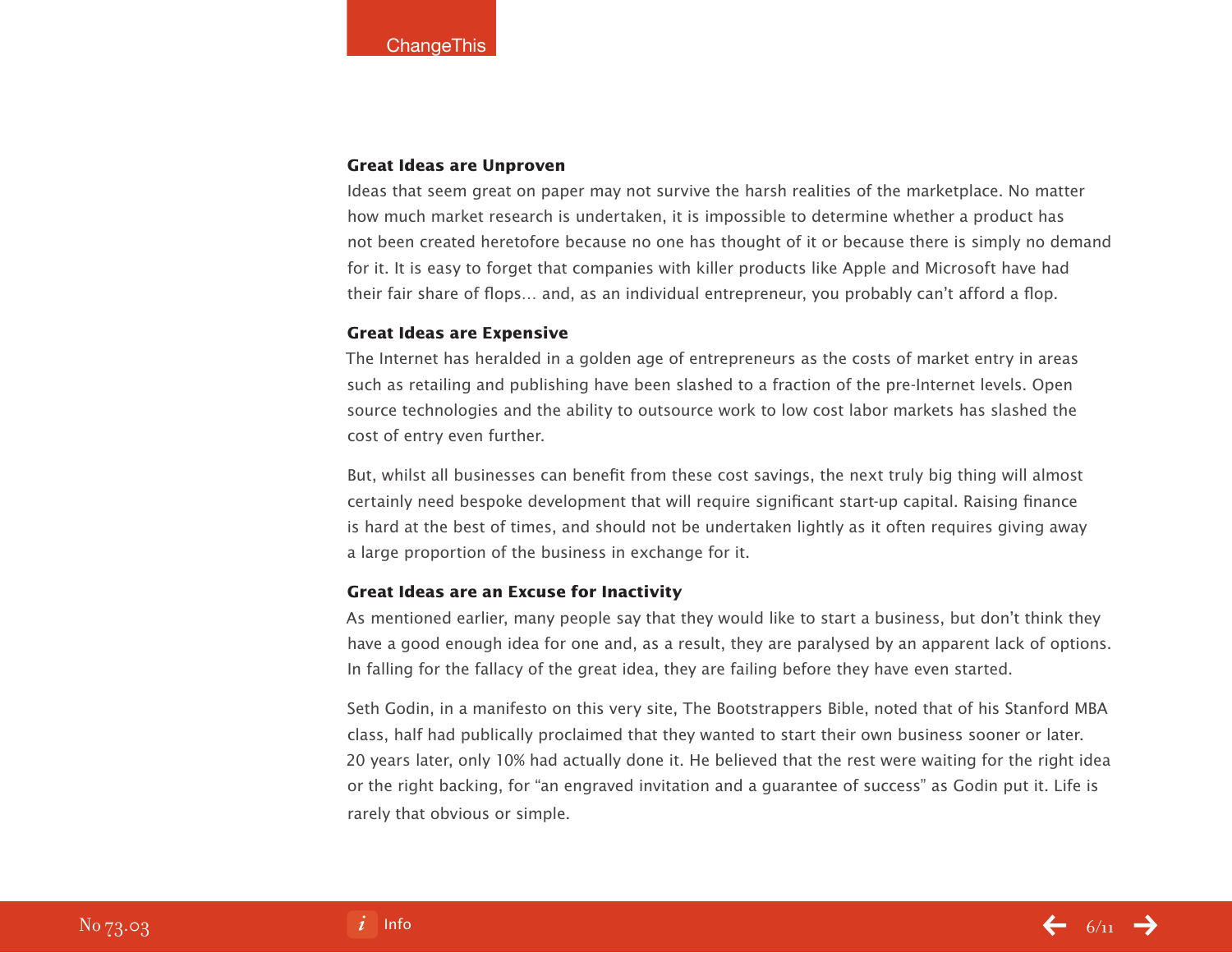**Great Ideas are Unproven**

Ideas that seem great on paper may not survive the harsh realities of the marketplace. No matter how much market research is undertaken, it is impossible to determine whether a product has not been created heretofore because no one has thought of it or because there is simply no demand for it. It is easy to forget that companies with killer products like Apple and Microsoft have had their fair share of flops… and, as an individual entrepreneur, you probably can't afford a flop.

**Great Ideas are Expensive**

The Internet has heralded in a golden age of entrepreneurs as the costs of market entry in areas such as retailing and publishing have been slashed to a fraction of the pre-Internet levels. Open source technologies and the ability to outsource work to low cost labor markets has slashed the cost of entry even further.

But, whilst all businesses can benefit from these cost savings, the next truly big thing will almost certainly need bespoke development that will require significant start-up capital. Raising finance is hard at the best of times, and should not be undertaken lightly as it often requires giving away a large proportion of the business in exchange for it.

**Great Ideas are an Excuse for Inactivity**

As mentioned earlier, many people say that they would like to start a business, but don't think they have a good enough idea for one and, as a result, they are paralysed by an apparent lack of options. In falling for the fallacy of the great idea, they are failing before they have even started.

Seth Godin, in a manifesto on this very site, The Bootstrappers Bible, noted that of his Stanford MBA class, half had publically proclaimed that they wanted to start their own business sooner or later. 20 years later, only 10% had actually done it. He believed that the rest were waiting for the right idea or the right backing, for "an engraved invitation and a guarantee of success" as Godin put it. Life is rarely that obvious or simple.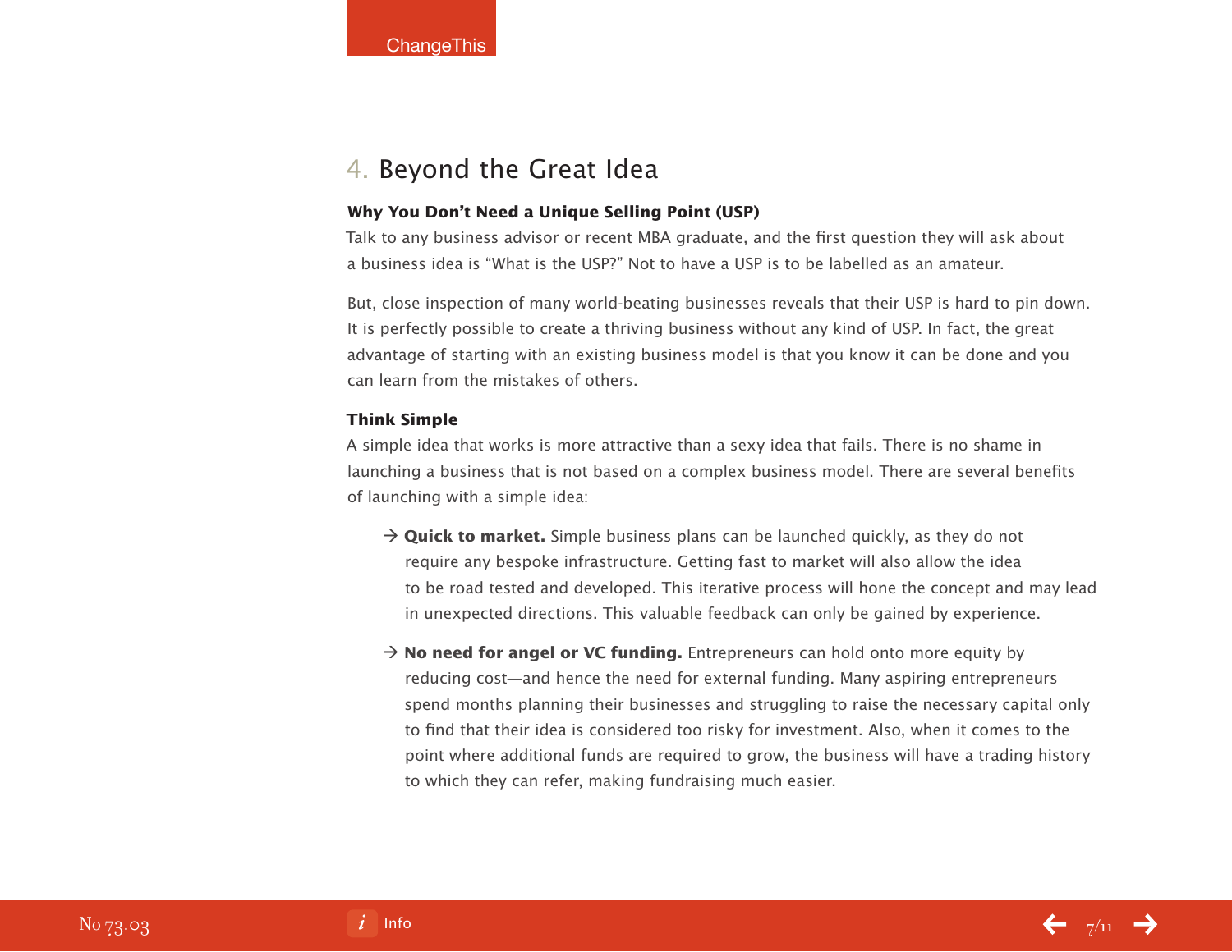## 4. Beyond the Great Idea

**Why You Don’t Need a Unique Selling Point (USP)**

Talk to any business advisor or recent MBA graduate, and the first question they will ask about a business idea is “What is the USP?” Not to have a USP is to be labelled as an amateur.

But, close inspection of many world-beating businesses reveals that their USP is hard to pin down. It is perfectly possible to create a thriving business without any kind of USP. In fact, the great advantage of starting with an existing business model is that you know it can be done and you can learn from the mistakes of others.

**Think Simple**

A simple idea that works is more attractive than a sexy idea that fails. There is no shame in launching a business that is not based on a complex business model. There are several benefits of launching with a simple idea:

- **Quick to market.** Simple business plans can be launched quickly, as they do not require any bespoke infrastructure. Getting fast to market will also allow the idea to be road tested and developed. This iterative process will hone the concept and may lead in unexpected directions. This valuable feedback can only be gained by experience.

- **No need for angel or VC funding.** Entrepreneurs can hold onto more equity by reducing cost—and hence the need for external funding. Many aspiring entrepreneurs spend months planning their businesses and struggling to raise the necessary capital only to find that their idea is considered too risky for investment. Also, when it comes to the point where additional funds are required to grow, the business will have a trading history to which they can refer, making fundraising much easier.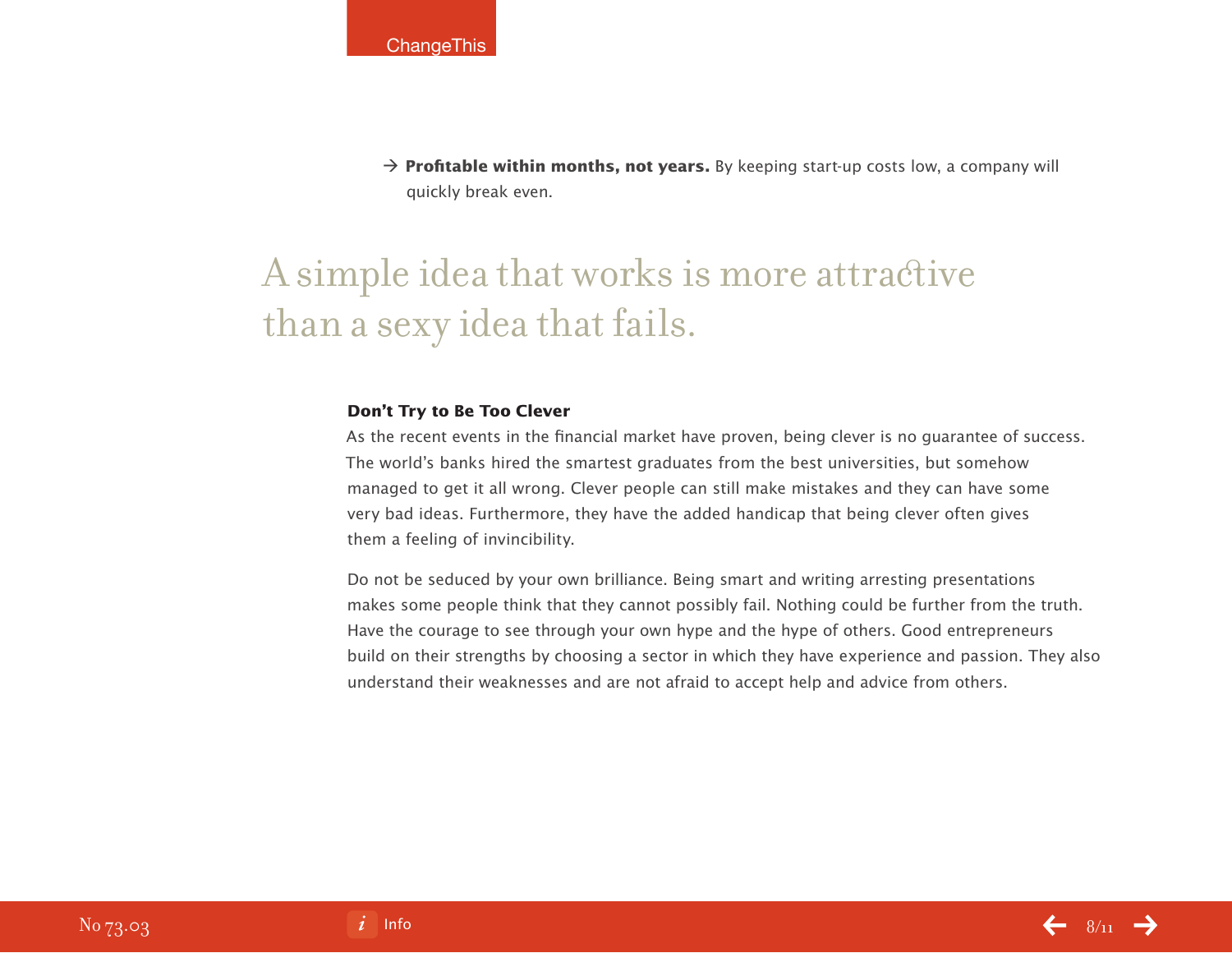→ **Profitable within months, not years.** By keeping start-up costs low, a company will quickly break even.

> A simple idea that works is more attractive than a sexy idea that fails.

### Don't Try to Be Too Clever

As the recent events in the financial market have proven, being clever is no guarantee of success. The world's banks hired the smartest graduates from the best universities, but somehow managed to get it all wrong. Clever people can still make mistakes and they can have some very bad ideas. Furthermore, they have the added handicap that being clever often gives them a feeling of invincibility.

Do not be seduced by your own brilliance. Being smart and writing arresting presentations makes some people think that they cannot possibly fail. Nothing could be further from the truth. Have the courage to see through your own hype and the hype of others. Good entrepreneurs build on their strengths by choosing a sector in which they have experience and passion. They also understand their weaknesses and are not afraid to accept help and advice from others.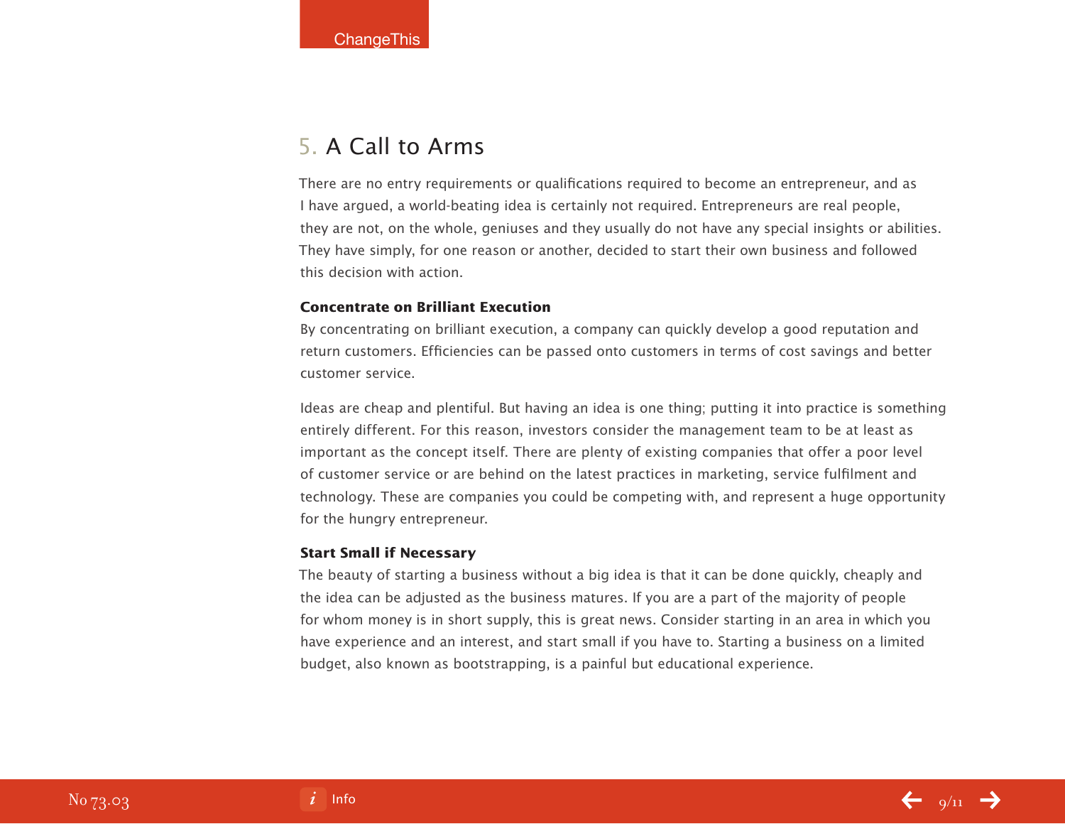## 5. A Call to Arms

There are no entry requirements or qualifications required to become an entrepreneur, and as I have argued, a world-beating idea is certainly not required. Entrepreneurs are real people, they are not, on the whole, geniuses and they usually do not have any special insights or abilities. They have simply, for one reason or another, decided to start their own business and followed this decision with action.

**Concentrate on Brilliant Execution**

By concentrating on brilliant execution, a company can quickly develop a good reputation and return customers. Efficiencies can be passed onto customers in terms of cost savings and better customer service.

Ideas are cheap and plentiful. But having an idea is one thing; putting it into practice is something entirely different. For this reason, investors consider the management team to be at least as important as the concept itself. There are plenty of existing companies that offer a poor level of customer service or are behind on the latest practices in marketing, service fulfilment and technology. These are companies you could be competing with, and represent a huge opportunity for the hungry entrepreneur.

**Start Small if Necessary**

The beauty of starting a business without a big idea is that it can be done quickly, cheaply and the idea can be adjusted as the business matures. If you are a part of the majority of people for whom money is in short supply, this is great news. Consider starting in an area in which you have experience and an interest, and start small if you have to. Starting a business on a limited budget, also known as bootstrapping, is a painful but educational experience.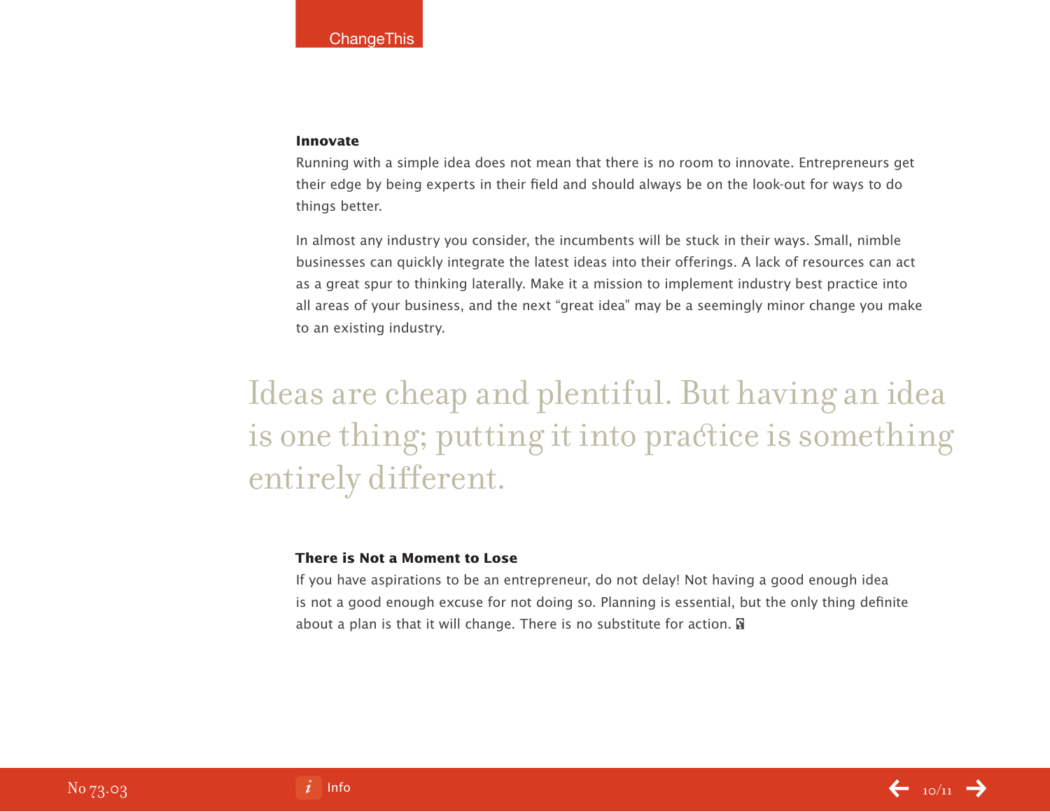### Innovate

Running with a simple idea does not mean that there is no room to innovate. Entrepreneurs get their edge by being experts in their field and should always be on the look-out for ways to do things better.

In almost any industry you consider, the incumbents will be stuck in their ways. Small, nimble businesses can quickly integrate the latest ideas into their offerings. A lack of resources can act as a great spur to thinking laterally. Make it a mission to implement industry best practice into all areas of your business, and the next "great idea" may be a seemingly minor change you make to an existing industry.

> Ideas are cheap and plentiful. But having an idea is one thing; putting it into practice is something entirely different.

### There is Not a Moment to Lose

If you have aspirations to be an entrepreneur, do not delay! Not having a good enough idea is not a good enough excuse for not doing so. Planning is essential, but the only thing definite about a plan is that it will change. There is no substitute for action.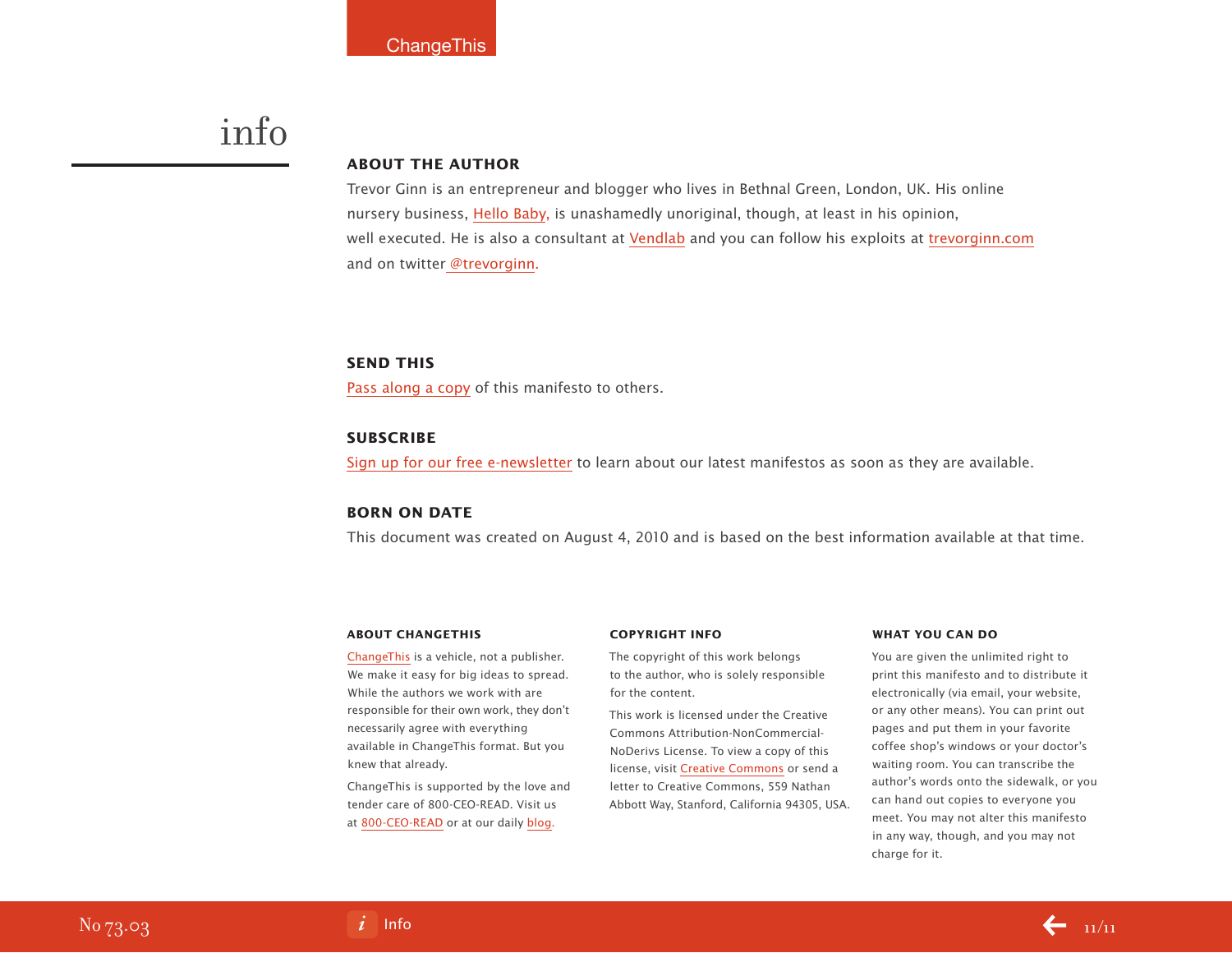# info

## ABOUT THE AUTHOR

Trevor Ginn is an entrepreneur and blogger who lives in Bethnal Green, London, UK. His online nursery business, Hello Baby, is unashamedly unoriginal, though, at least in his opinion, well executed. He is also a consultant at Vendlab and you can follow his exploits at trevorginn.com and on twitter @trevorginn.

## SEND THIS

Pass along a copy of this manifesto to others.

## SUBSCRIBE

Sign up for our free e-newsletter to learn about our latest manifestos as soon as they are available.

## BORN ON DATE

This document was created on August 4, 2010 and is based on the best information available at that time.

### ABOUT CHANGETHIS

ChangeThis is a vehicle, not a publisher. We make it easy for big ideas to spread. While the authors we work with are responsible for their own work, they don't necessarily agree with everything available in ChangeThis format. But you knew that already.

ChangeThis is supported by the love and tender care of 800-CEO-READ. Visit us at 800-CEO-READ or at our daily blog.

### COPYRIGHT INFO

The copyright of this work belongs to the author, who is solely responsible for the content.

This work is licensed under the Creative Commons Attribution-NonCommercial-NoDerivs License. To view a copy of this license, visit Creative Commons or send a letter to Creative Commons, 559 Nathan Abbott Way, Stanford, California 94305, USA.

### WHAT YOU CAN DO

You are given the unlimited right to print this manifesto and to distribute it electronically (via email, your website, or any other means). You can print out pages and put them in your favorite coffee shop's windows or your doctor's waiting room. You can transcribe the author's words onto the sidewalk, or you can hand out copies to everyone you meet. You may not alter this manifesto in any way, though, and you may not charge for it.